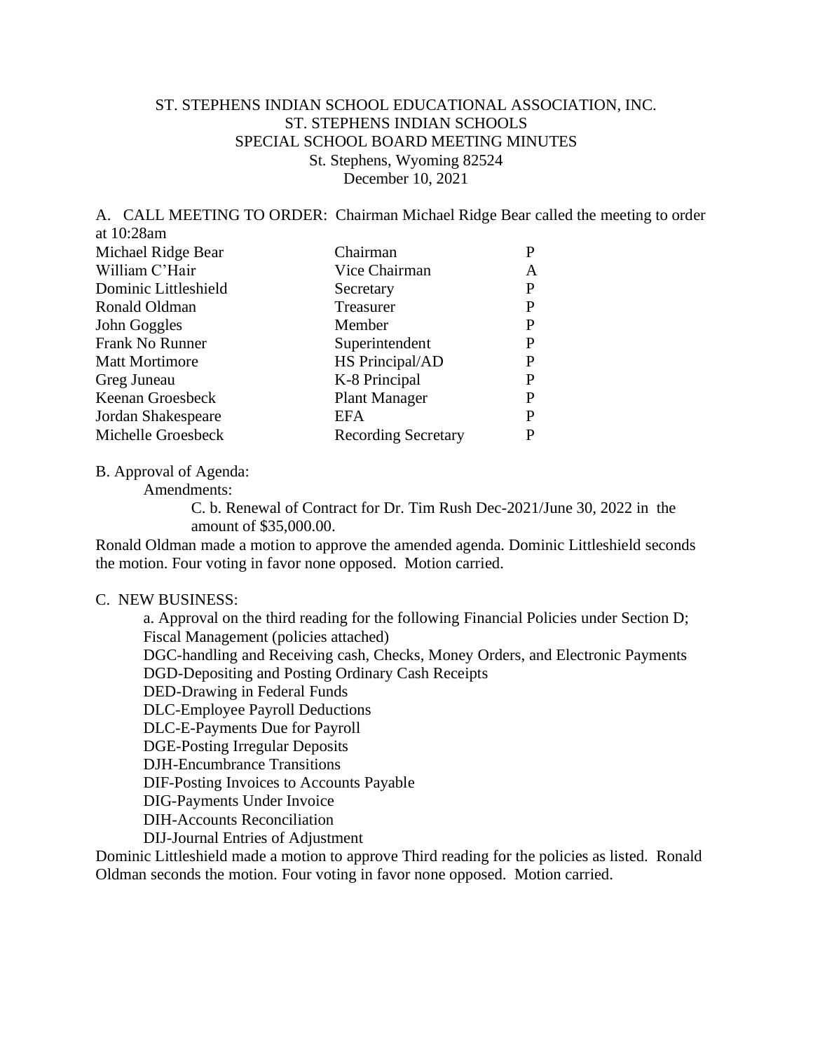ST. STEPHENS INDIAN SCHOOL EDUCATIONAL ASSOCIATION, INC.
ST. STEPHENS INDIAN SCHOOLS
SPECIAL SCHOOL BOARD MEETING MINUTES
St. Stephens, Wyoming 82524
December 10, 2021

A. CALL MEETING TO ORDER: Chairman Michael Ridge Bear called the meeting to order at 10:28am

| | | |
|---|---|---|
| Michael Ridge Bear | Chairman | P |
| William C'Hair | Vice Chairman | A |
| Dominic Littleshield | Secretary | P |
| Ronald Oldman | Treasurer | P |
| John Goggles | Member | P |
| Frank No Runner | Superintendent | P |
| Matt Mortimore | HS Principal/AD | P |
| Greg Juneau | K-8 Principal | P |
| Keenan Groesbeck | Plant Manager | P |
| Jordan Shakespeare | EFA | P |
| Michelle Groesbeck | Recording Secretary | P |

B. Approval of Agenda:

Amendments:

C. b. Renewal of Contract for Dr. Tim Rush Dec-2021/June 30, 2022 in the amount of $35,000.00.

Ronald Oldman made a motion to approve the amended agenda. Dominic Littleshield seconds the motion. Four voting in favor none opposed. Motion carried.

C. NEW BUSINESS:

a. Approval on the third reading for the following Financial Policies under Section D; Fiscal Management (policies attached)

DGC-handling and Receiving cash, Checks, Money Orders, and Electronic Payments
DGD-Depositing and Posting Ordinary Cash Receipts
DED-Drawing in Federal Funds
DLC-Employee Payroll Deductions
DLC-E-Payments Due for Payroll
DGE-Posting Irregular Deposits
DJH-Encumbrance Transitions
DIF-Posting Invoices to Accounts Payable
DIG-Payments Under Invoice
DIH-Accounts Reconciliation
DIJ-Journal Entries of Adjustment

Dominic Littleshield made a motion to approve Third reading for the policies as listed. Ronald Oldman seconds the motion. Four voting in favor none opposed. Motion carried.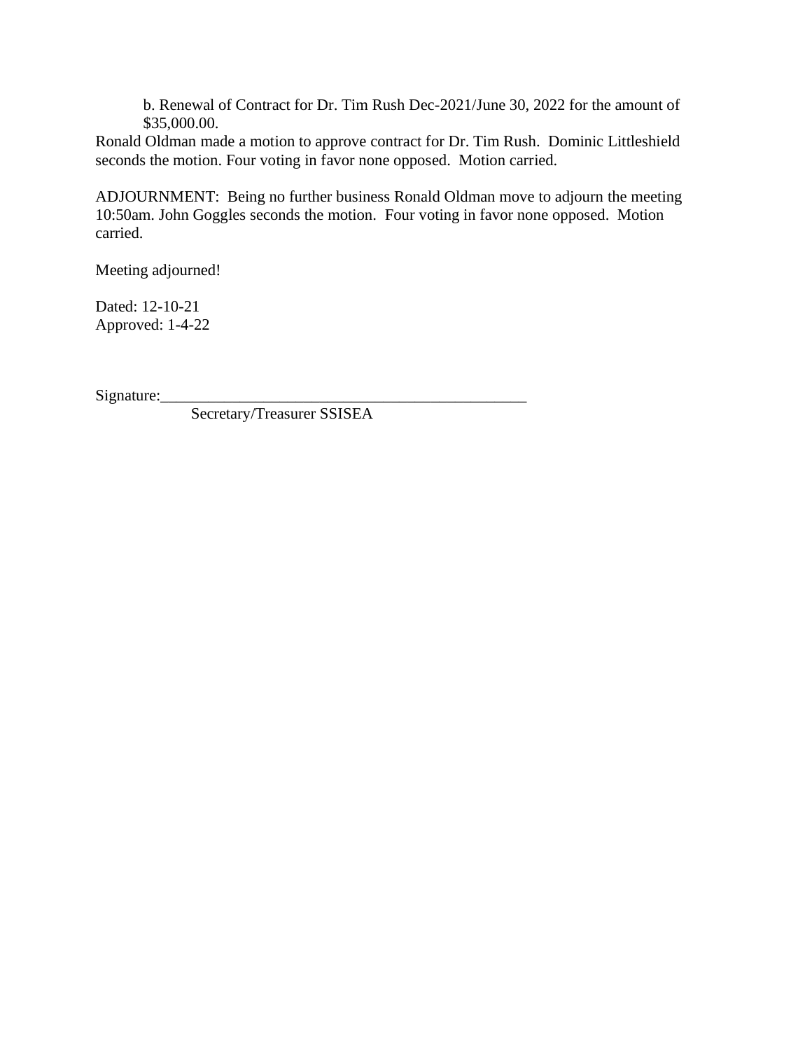b. Renewal of Contract for Dr. Tim Rush Dec-2021/June 30, 2022 for the amount of $35,000.00.

Ronald Oldman made a motion to approve contract for Dr. Tim Rush. Dominic Littleshield seconds the motion. Four voting in favor none opposed. Motion carried.

ADJOURNMENT: Being no further business Ronald Oldman move to adjourn the meeting 10:50am. John Goggles seconds the motion. Four voting in favor none opposed. Motion carried.

Meeting adjourned!

Dated: 12-10-21
Approved: 1-4-22

Signature:________________________________________________
Secretary/Treasurer SSISEA